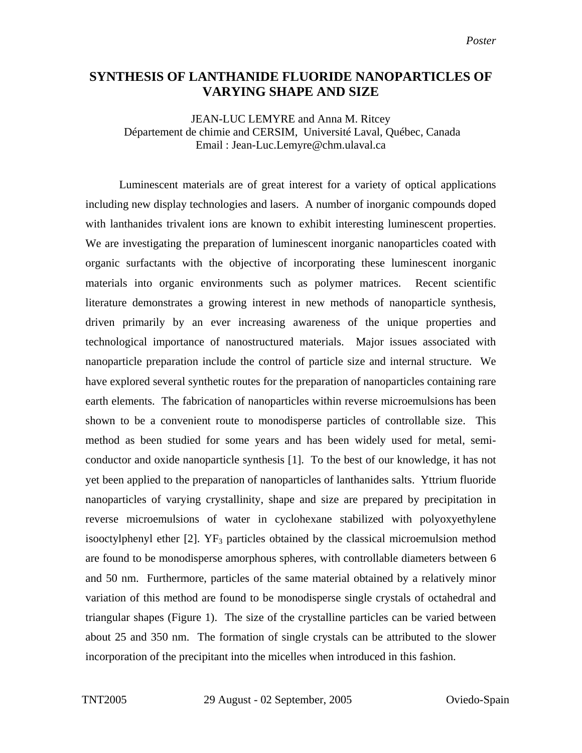*Poster*

# SYNTHESIS OF LANTHANIDE FLUORIDE NANOPARTICLES OF VARYING SHAPE AND SIZE

JEAN-LUC LEMYRE and Anna M. Ritcey
Département de chimie and CERSIM, Université Laval, Québec, Canada
Email : Jean-Luc.Lemyre@chm.ulaval.ca

Luminescent materials are of great interest for a variety of optical applications including new display technologies and lasers. A number of inorganic compounds doped with lanthanides trivalent ions are known to exhibit interesting luminescent properties. We are investigating the preparation of luminescent inorganic nanoparticles coated with organic surfactants with the objective of incorporating these luminescent inorganic materials into organic environments such as polymer matrices. Recent scientific literature demonstrates a growing interest in new methods of nanoparticle synthesis, driven primarily by an ever increasing awareness of the unique properties and technological importance of nanostructured materials. Major issues associated with nanoparticle preparation include the control of particle size and internal structure. We have explored several synthetic routes for the preparation of nanoparticles containing rare earth elements. The fabrication of nanoparticles within reverse microemulsions has been shown to be a convenient route to monodisperse particles of controllable size. This method as been studied for some years and has been widely used for metal, semi-conductor and oxide nanoparticle synthesis [1]. To the best of our knowledge, it has not yet been applied to the preparation of nanoparticles of lanthanides salts. Yttrium fluoride nanoparticles of varying crystallinity, shape and size are prepared by precipitation in reverse microemulsions of water in cyclohexane stabilized with polyoxyethylene isooctylphenyl ether [2]. $YF_3$ particles obtained by the classical microemulsion method are found to be monodisperse amorphous spheres, with controllable diameters between 6 and 50 nm. Furthermore, particles of the same material obtained by a relatively minor variation of this method are found to be monodisperse single crystals of octahedral and triangular shapes (Figure 1). The size of the crystalline particles can be varied between about 25 and 350 nm. The formation of single crystals can be attributed to the slower incorporation of the precipitant into the micelles when introduced in this fashion.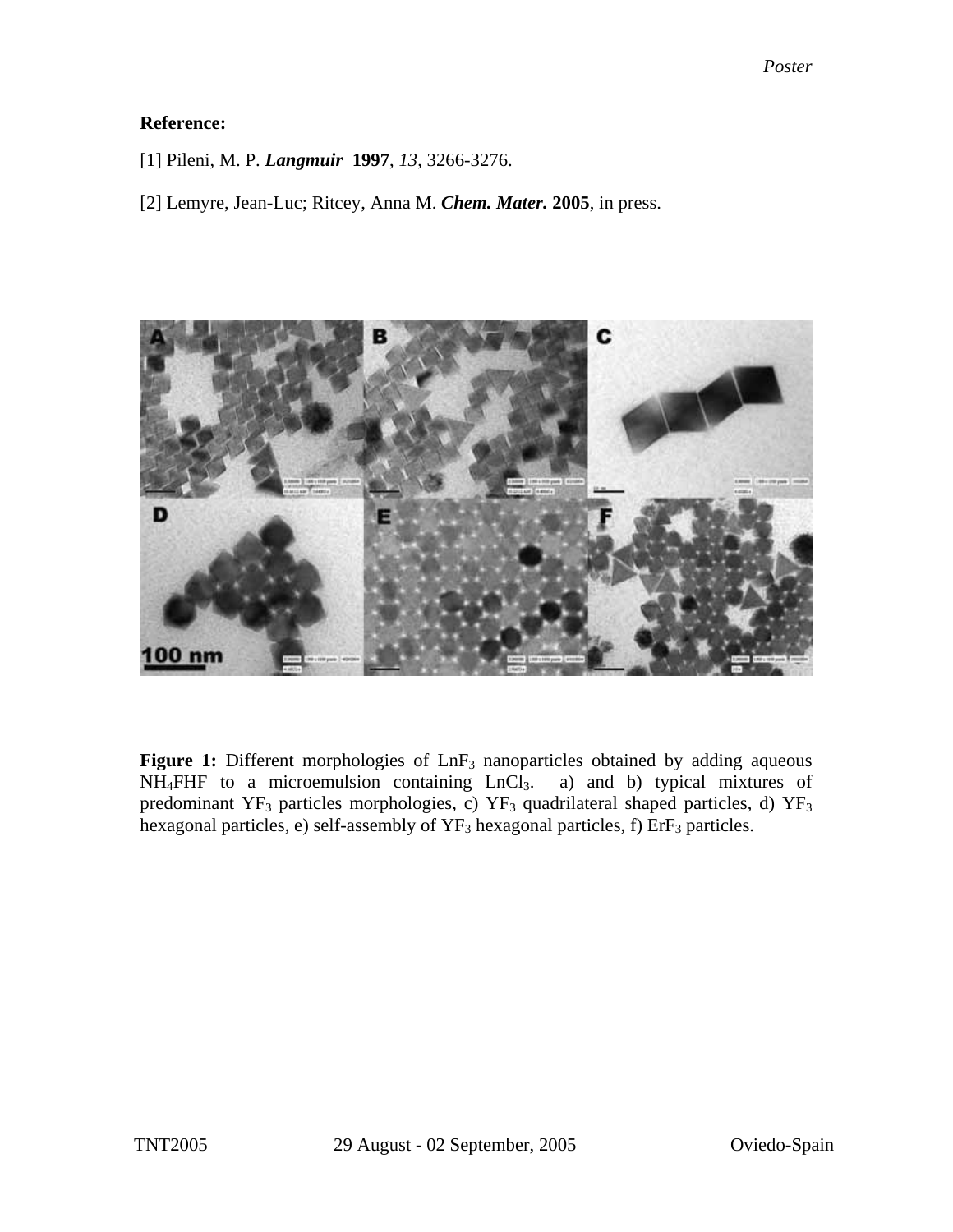**Reference:**

[1] Pileni, M. P. ***Langmuir*** **1997**, *13*, 3266-3276.

[2] Lemyre, Jean-Luc; Ritcey, Anna M. ***Chem. Mater.*** **2005**, in press.

**Figure 1:** Different morphologies of $LnF_3$ nanoparticles obtained by adding aqueous $NH_4FHF$ to a microemulsion containing $LnCl_3$. a) and b) typical mixtures of predominant $YF_3$ particles morphologies, c) $YF_3$ quadrilateral shaped particles, d) $YF_3$ hexagonal particles, e) self-assembly of $YF_3$ hexagonal particles, f) $ErF_3$ particles.